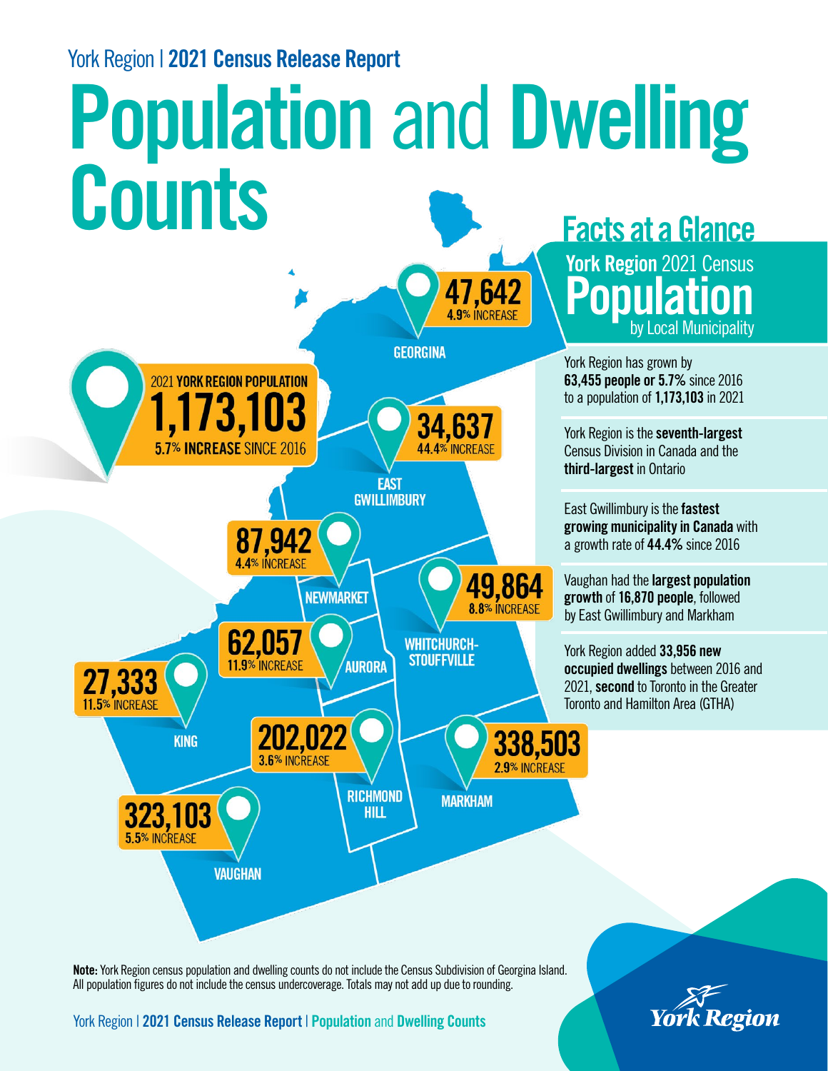York Region | **2021 Census Release Report**

# Population and Dwelling Counts

**2021 YORK REGION POPULATION**
**1,173,103**
**5.7% INCREASE** SINCE 2016

| Municipality | 2021 Population | Increase |
| --- | --- | --- |
| Georgina | 47,642 | 4.9% increase |
| East Gwillimbury | 34,637 | 44.4% increase |
| Newmarket | 87,942 | 4.4% increase |
| Whitchurch-Stouffville | 49,864 | 8.8% increase |
| Aurora | 62,057 | 11.9% increase |
| King | 27,333 | 11.5% increase |
| Richmond Hill | 202,022 | 3.6% increase |
| Markham | 338,503 | 2.9% increase |
| Vaughan | 323,103 | 5.5% increase |

## Facts at a Glance

### York Region 2021 Census Population by Local Municipality

York Region has grown by **63,455 people or 5.7%** since 2016 to a population of **1,173,103** in 2021

York Region is the **seventh-largest** Census Division in Canada and the **third-largest** in Ontario

East Gwillimbury is the **fastest growing municipality in Canada** with a growth rate of **44.4%** since 2016

Vaughan had the **largest population growth** of **16,870 people**, followed by East Gwillimbury and Markham

York Region added **33,956 new occupied dwellings** between 2016 and 2021, **second** to Toronto in the Greater Toronto and Hamilton Area (GTHA)

**Note:** York Region census population and dwelling counts do not include the Census Subdivision of Georgina Island. All population figures do not include the census undercoverage. Totals may not add up due to rounding.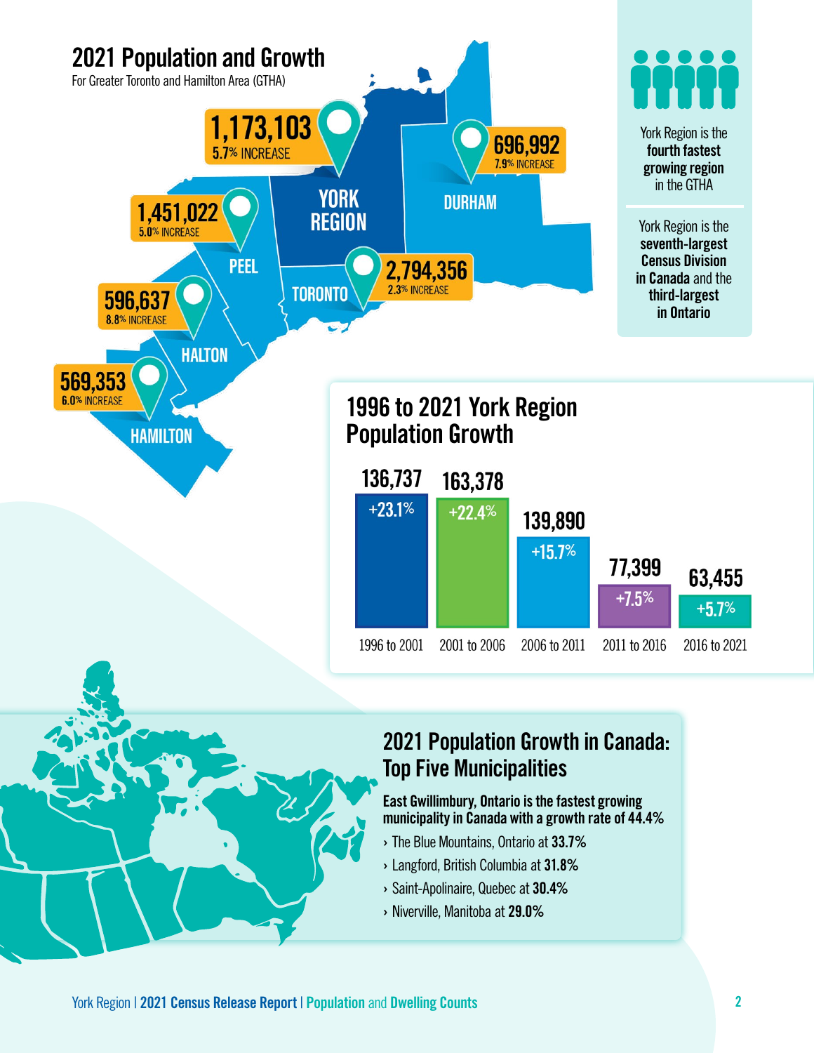## 2021 Population and Growth

For Greater Toronto and Hamilton Area (GTHA)

YORK REGION
1,173,103
5.7% INCREASE

DURHAM
696,992
7.9% INCREASE

PEEL
1,451,022
5.0% INCREASE

TORONTO
2,794,356
2.3% INCREASE

HALTON
596,637
8.8% INCREASE

HAMILTON
569,353
6.0% INCREASE

York Region is the **fourth fastest growing region** in the GTHA

York Region is the **seventh-largest Census Division in Canada** and the **third-largest in Ontario**

## 1996 to 2021 York Region Population Growth

1996 to 2001: 136,737 +23.1%

2001 to 2006: 163,378 +22.4%

2006 to 2011: 139,890 +15.7%

2011 to 2016: 77,399 +7.5%

2016 to 2021: 63,455 +5.7%

## 2021 Population Growth in Canada: Top Five Municipalities

**East Gwillimbury, Ontario is the fastest growing municipality in Canada with a growth rate of 44.4%**

- The Blue Mountains, Ontario at **33.7%**
- Langford, British Columbia at **31.8%**
- Saint-Apolinaire, Quebec at **30.4%**
- Niverville, Manitoba at **29.0%**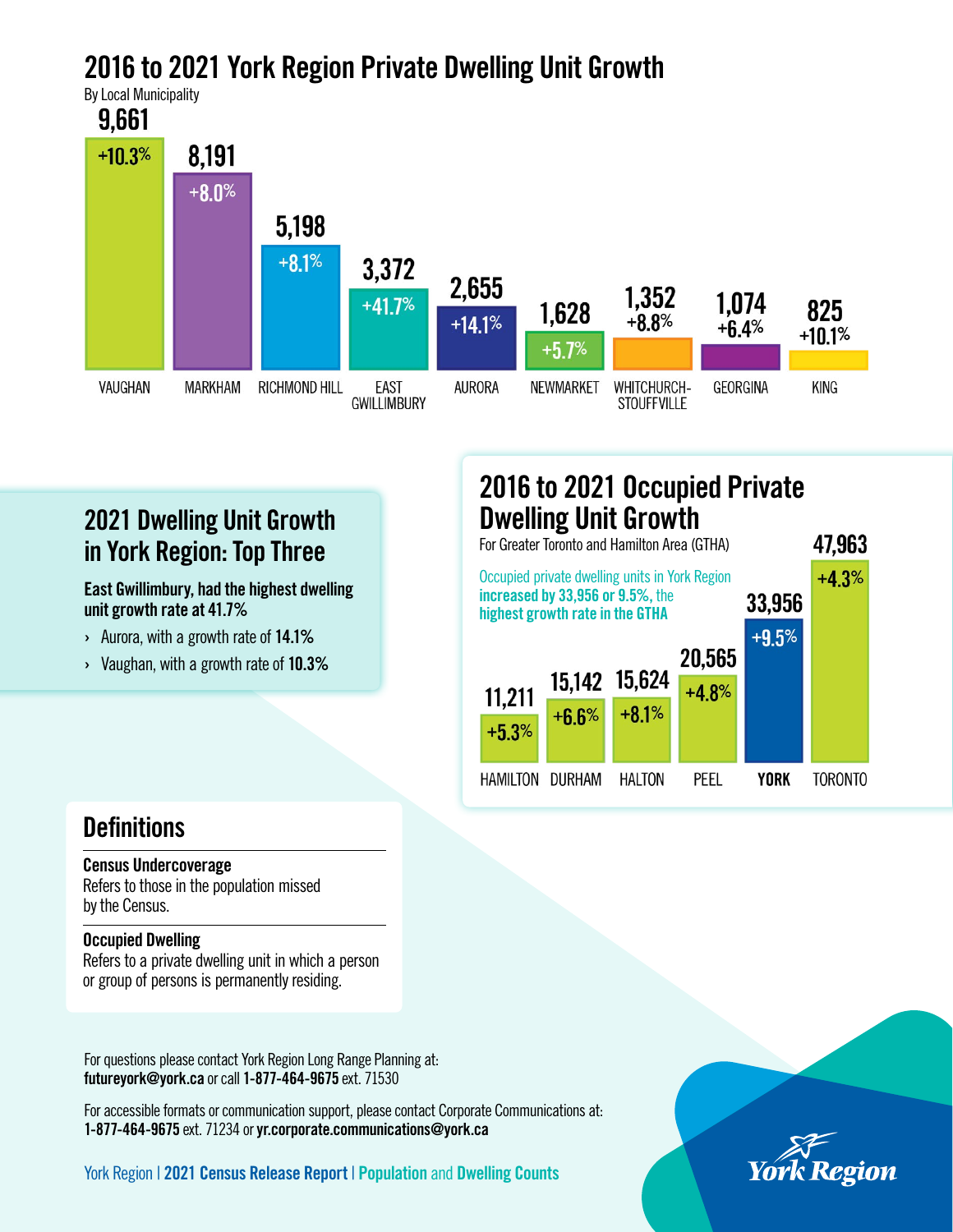# 2016 to 2021 York Region Private Dwelling Unit Growth

By Local Municipality

9,661
+10.3%
VAUGHAN

8,191
+8.0%
MARKHAM

5,198
+8.1%
RICHMOND HILL

3,372
+41.7%
EAST GWILLIMBURY

2,655
+14.1%
AURORA

1,628
+5.7%
NEWMARKET

1,352
+8.8%
WHITCHURCH-STOUFFVILLE

1,074
+6.4%
GEORGINA

825
+10.1%
KING

## 2021 Dwelling Unit Growth in York Region: Top Three

**East Gwillimbury, had the highest dwelling unit growth rate at 41.7%**

- Aurora, with a growth rate of **14.1%**
- Vaughan, with a growth rate of **10.3%**

## 2016 to 2021 Occupied Private Dwelling Unit Growth

For Greater Toronto and Hamilton Area (GTHA)

Occupied private dwelling units in York Region **increased by 33,956 or 9.5%,** the **highest growth rate in the GTHA**

11,211
+5.3%
HAMILTON

15,142
+6.6%
DURHAM

15,624
+8.1%
HALTON

20,565
+4.8%
PEEL

33,956
+9.5%
**YORK**

47,963
+4.3%
TORONTO

## Definitions

**Census Undercoverage**
Refers to those in the population missed by the Census.

**Occupied Dwelling**
Refers to a private dwelling unit in which a person or group of persons is permanently residing.

For questions please contact York Region Long Range Planning at: **futureyork@york.ca** or call **1-877-464-9675** ext. 71530

For accessible formats or communication support, please contact Corporate Communications at: **1-877-464-9675** ext. 71234 or **yr.corporate.communications@york.ca**

York Region | **2021 Census Release Report** | **Population** and **Dwelling Counts**

York Region